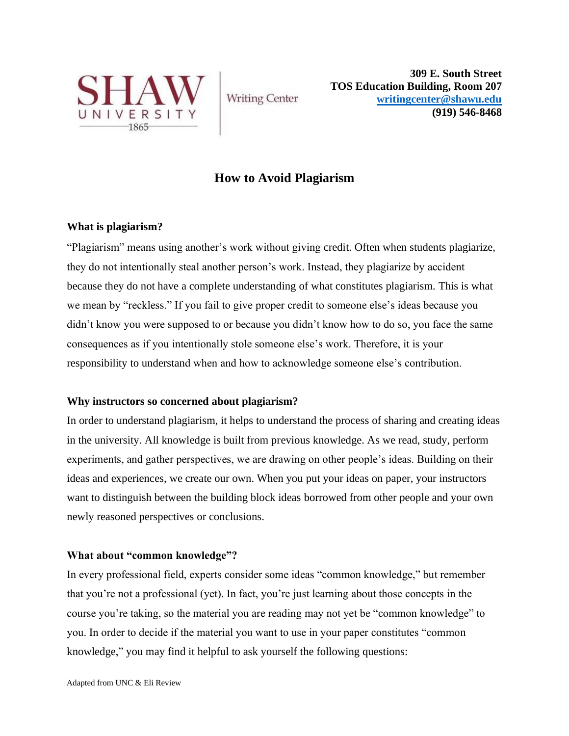SHAW UNIVERSITY 1865 | Writing Center

**309 E. South Street**
**TOS Education Building, Room 207**
**writingcenter@shawu.edu**
**(919) 546-8468**

# How to Avoid Plagiarism

### What is plagiarism?

"Plagiarism" means using another's work without giving credit. Often when students plagiarize, they do not intentionally steal another person's work. Instead, they plagiarize by accident because they do not have a complete understanding of what constitutes plagiarism. This is what we mean by "reckless." If you fail to give proper credit to someone else's ideas because you didn't know you were supposed to or because you didn't know how to do so, you face the same consequences as if you intentionally stole someone else's work. Therefore, it is your responsibility to understand when and how to acknowledge someone else's contribution.

### Why instructors so concerned about plagiarism?

In order to understand plagiarism, it helps to understand the process of sharing and creating ideas in the university. All knowledge is built from previous knowledge. As we read, study, perform experiments, and gather perspectives, we are drawing on other people's ideas. Building on their ideas and experiences, we create our own. When you put your ideas on paper, your instructors want to distinguish between the building block ideas borrowed from other people and your own newly reasoned perspectives or conclusions.

### What about "common knowledge"?

In every professional field, experts consider some ideas "common knowledge," but remember that you're not a professional (yet). In fact, you're just learning about those concepts in the course you're taking, so the material you are reading may not yet be "common knowledge" to you. In order to decide if the material you want to use in your paper constitutes "common knowledge," you may find it helpful to ask yourself the following questions:

Adapted from UNC & Eli Review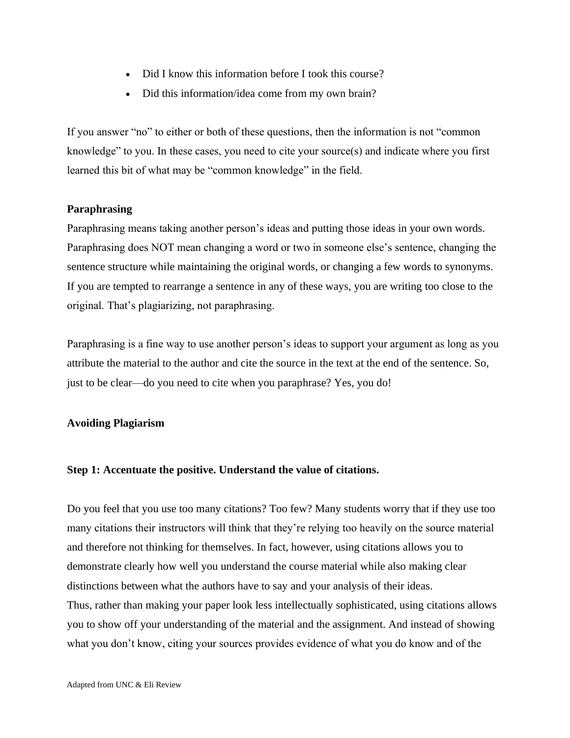- Did I know this information before I took this course?
- Did this information/idea come from my own brain?

If you answer "no" to either or both of these questions, then the information is not "common knowledge" to you. In these cases, you need to cite your source(s) and indicate where you first learned this bit of what may be "common knowledge" in the field.

**Paraphrasing**

Paraphrasing means taking another person's ideas and putting those ideas in your own words. Paraphrasing does NOT mean changing a word or two in someone else's sentence, changing the sentence structure while maintaining the original words, or changing a few words to synonyms. If you are tempted to rearrange a sentence in any of these ways, you are writing too close to the original. That's plagiarizing, not paraphrasing.

Paraphrasing is a fine way to use another person's ideas to support your argument as long as you attribute the material to the author and cite the source in the text at the end of the sentence. So, just to be clear—do you need to cite when you paraphrase? Yes, you do!

**Avoiding Plagiarism**

**Step 1: Accentuate the positive. Understand the value of citations.**

Do you feel that you use too many citations? Too few? Many students worry that if they use too many citations their instructors will think that they're relying too heavily on the source material and therefore not thinking for themselves. In fact, however, using citations allows you to demonstrate clearly how well you understand the course material while also making clear distinctions between what the authors have to say and your analysis of their ideas.
Thus, rather than making your paper look less intellectually sophisticated, using citations allows you to show off your understanding of the material and the assignment. And instead of showing what you don't know, citing your sources provides evidence of what you do know and of the

Adapted from UNC & Eli Review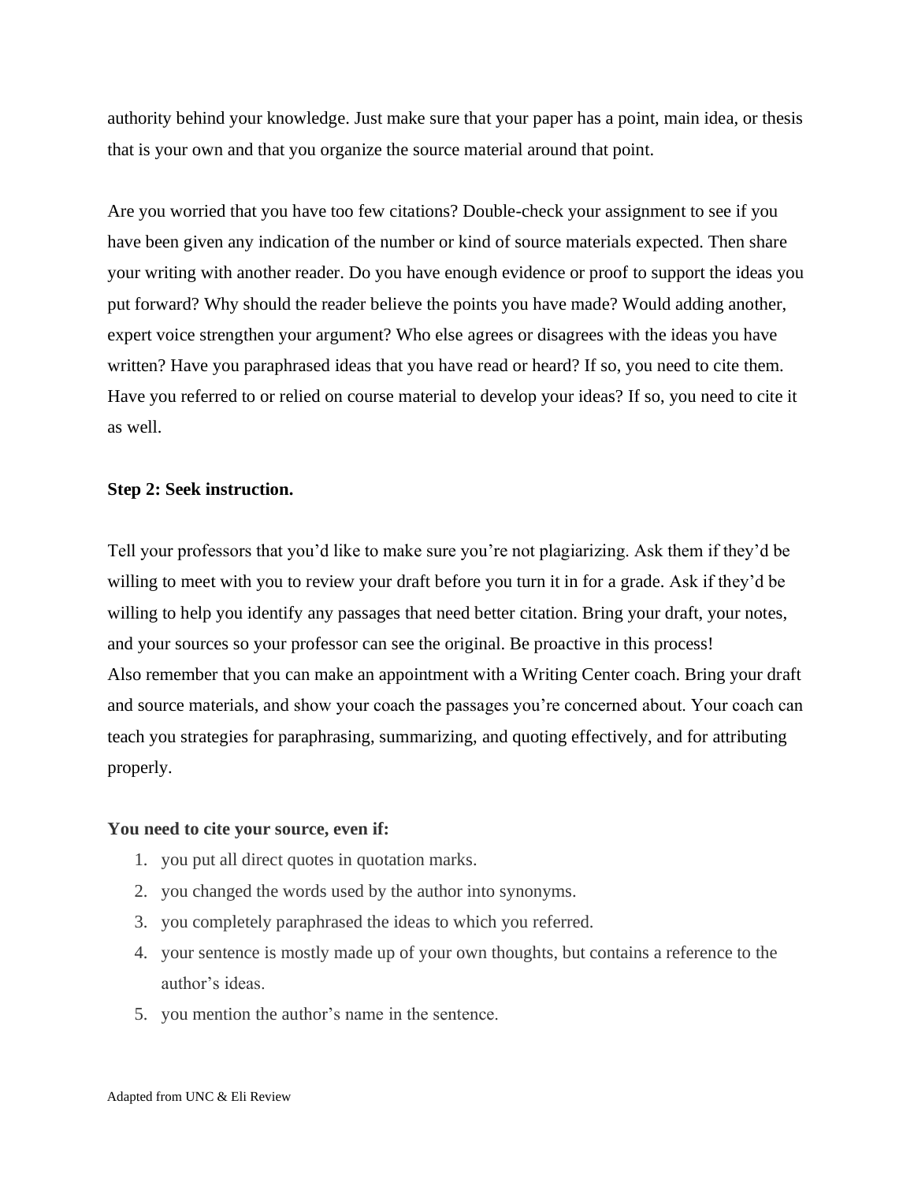authority behind your knowledge. Just make sure that your paper has a point, main idea, or thesis that is your own and that you organize the source material around that point.

Are you worried that you have too few citations? Double-check your assignment to see if you have been given any indication of the number or kind of source materials expected. Then share your writing with another reader. Do you have enough evidence or proof to support the ideas you put forward? Why should the reader believe the points you have made? Would adding another, expert voice strengthen your argument? Who else agrees or disagrees with the ideas you have written? Have you paraphrased ideas that you have read or heard? If so, you need to cite them. Have you referred to or relied on course material to develop your ideas? If so, you need to cite it as well.

**Step 2: Seek instruction.**

Tell your professors that you'd like to make sure you're not plagiarizing. Ask them if they'd be willing to meet with you to review your draft before you turn it in for a grade. Ask if they'd be willing to help you identify any passages that need better citation. Bring your draft, your notes, and your sources so your professor can see the original. Be proactive in this process!
Also remember that you can make an appointment with a Writing Center coach. Bring your draft and source materials, and show your coach the passages you're concerned about. Your coach can teach you strategies for paraphrasing, summarizing, and quoting effectively, and for attributing properly.

**You need to cite your source, even if:**

1. you put all direct quotes in quotation marks.
2. you changed the words used by the author into synonyms.
3. you completely paraphrased the ideas to which you referred.
4. your sentence is mostly made up of your own thoughts, but contains a reference to the author's ideas.
5. you mention the author's name in the sentence.

Adapted from UNC & Eli Review